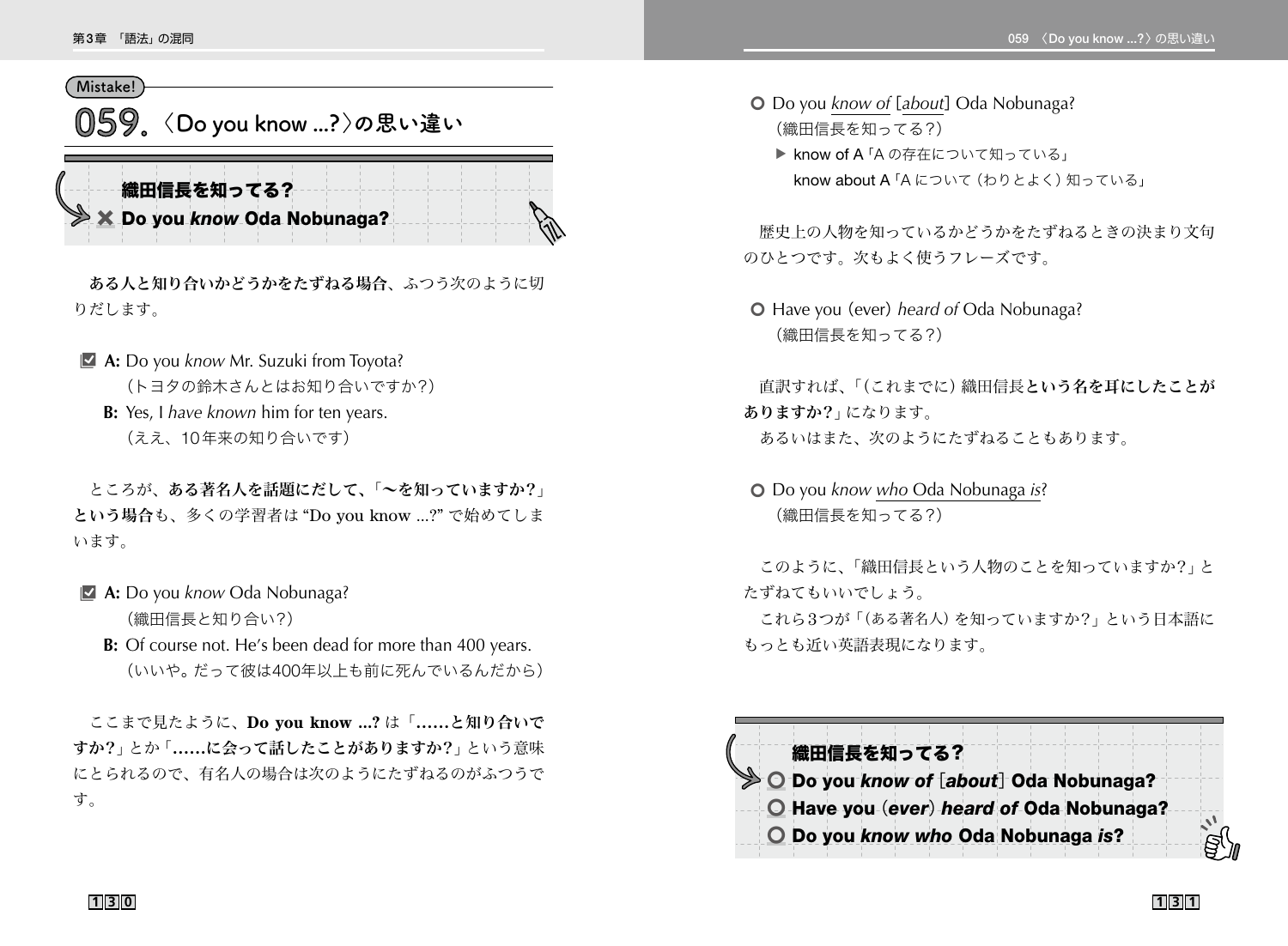Mistake!

# 059. 〈Do you know ...?〉の思い違い

**織田信長を知ってる?**
**✖ Do you *know* Oda Nobunaga?**

**ある人と知り合いかどうかをたずねる場合**、ふつう次のように切りだします。

☑ **A:** Do you *know* Mr. Suzuki from Toyota?
（トヨタの鈴木さんとはお知り合いですか?）
**B:** Yes, I *have known* him for ten years.
（ええ、10年来の知り合いです）

ところが、**ある著名人を話題にだして、「〜を知っていますか?」という場合**も、多くの学習者は "Do you know ...?" で始めてしまいます。

☑ **A:** Do you *know* Oda Nobunaga?
（織田信長と知り合い?）
**B:** Of course not. He's been dead for more than 400 years.
（いいや。だって彼は400年以上も前に死んでいるんだから）

ここまで見たように、**Do you know ...?** は「**……と知り合いですか?**」とか「**……に会って話したことがありますか?**」という意味にとられるので、有名人の場合は次のようにたずねるのがふつうです。

○ Do you *know of* [*about*] Oda Nobunaga?
（織田信長を知ってる?）
▶ know of A「A の存在について知っている」
know about A「A について（わりとよく）知っている」

歴史上の人物を知っているかどうかをたずねるときの決まり文句のひとつです。次もよく使うフレーズです。

○ Have you (ever) *heard of* Oda Nobunaga?
（織田信長を知ってる?）

直訳すれば、「(これまでに) 織田信長**という名を耳にしたことがありますか?**」になります。
あるいはまた、次のようにたずねることもあります。

○ Do you *know who* Oda Nobunaga *is*?
（織田信長を知ってる?）

このように、「織田信長という人物のことを知っていますか?」とたずねてもいいでしょう。
これら3つが「(ある著名人) を知っていますか?」という日本語にもっとも近い英語表現になります。

**織田信長を知ってる?**
**○ Do you *know of* [*about*] Oda Nobunaga?**
**○ Have you (*ever*) *heard of* Oda Nobunaga?**
**○ Do you *know who* Oda Nobunaga *is*?**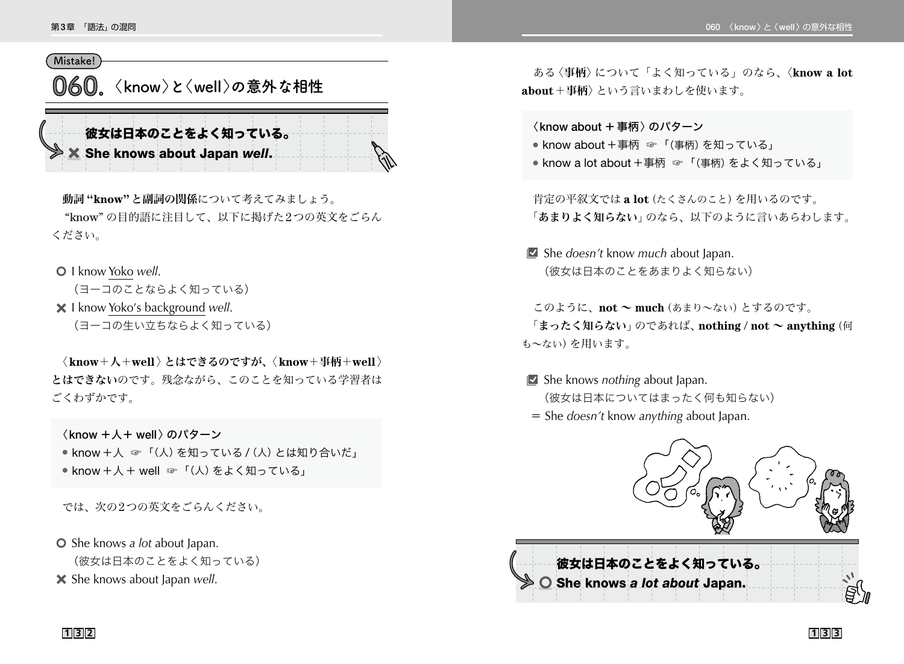Mistake!

# 060. 〈know〉と〈well〉の意外な相性

**彼女は日本のことをよく知っている。**
**✕ She knows about Japan *well*.**

**動詞 "know" と副詞の関係**について考えてみましょう。

"know" の目的語に注目して、以下に掲げた2つの英文をごらんください。

○ I know Yoko *well*.
（ヨーコのことならよく知っている）

✕ I know Yoko's background *well*.
（ヨーコの生い立ちならよく知っている）

**〈know＋人＋well〉とはできるのですが、〈know＋事柄＋well〉とはできない**のです。残念ながら、このことを知っている学習者はごくわずかです。

**〈know ＋人＋ well〉のパターン**
- know＋人 ☞「（人）を知っている /（人）とは知り合いだ」
- know＋人＋ well ☞「（人）をよく知っている」

では、次の2つの英文をごらんください。

○ She knows *a lot* about Japan.
（彼女は日本のことをよく知っている）

✕ She knows about Japan *well*.

ある〈事柄〉について「よく知っている」のなら、〈**know a lot about＋事柄**〉という言いまわしを使います。

**〈know about ＋事柄〉のパターン**
- know about＋事柄 ☞「（事柄）を知っている」
- know a lot about＋事柄 ☞「（事柄）をよく知っている」

肯定の平叙文では **a lot**（たくさんのこと）を用いるのです。

「**あまりよく知らない**」のなら、以下のように言いあらわします。

☑ She *doesn't* know *much* about Japan.
（彼女は日本のことをあまりよく知らない）

このように、**not 〜 much**（あまり〜ない）とするのです。

「**まったく知らない**」のであれば、**nothing / not 〜 anything**（何も〜ない）を用います。

☑ She knows *nothing* about Japan.
（彼女は日本についてはまったく何も知らない）

＝ She *doesn't* know *anything* about Japan.

**彼女は日本のことをよく知っている。**
**○ She knows *a lot about* Japan.**